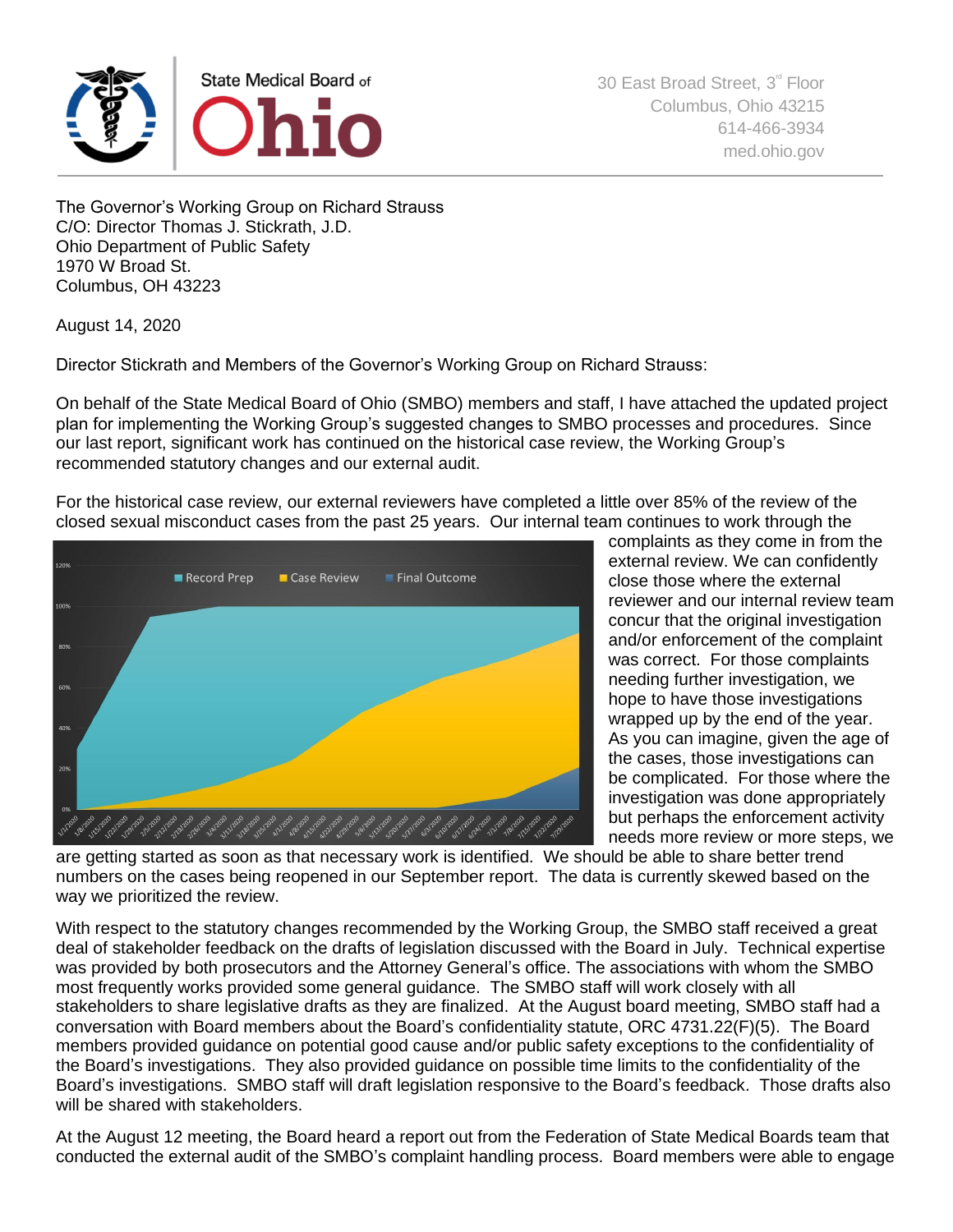State Medical Board of Ohio

30 East Broad Street, 3rd Floor
Columbus, Ohio 43215
614-466-3934
med.ohio.gov

The Governor's Working Group on Richard Strauss
C/O: Director Thomas J. Stickrath, J.D.
Ohio Department of Public Safety
1970 W Broad St.
Columbus, OH 43223

August 14, 2020

Director Stickrath and Members of the Governor's Working Group on Richard Strauss:

On behalf of the State Medical Board of Ohio (SMBO) members and staff, I have attached the updated project plan for implementing the Working Group's suggested changes to SMBO processes and procedures. Since our last report, significant work has continued on the historical case review, the Working Group's recommended statutory changes and our external audit.

For the historical case review, our external reviewers have completed a little over 85% of the review of the closed sexual misconduct cases from the past 25 years. Our internal team continues to work through the complaints as they come in from the external review. We can confidently close those where the external reviewer and our internal review team concur that the original investigation and/or enforcement of the complaint was correct. For those complaints needing further investigation, we hope to have those investigations wrapped up by the end of the year. As you can imagine, given the age of the cases, those investigations can be complicated. For those where the investigation was done appropriately but perhaps the enforcement activity needs more review or more steps, we are getting started as soon as that necessary work is identified. We should be able to share better trend numbers on the cases being reopened in our September report. The data is currently skewed based on the way we prioritized the review.

With respect to the statutory changes recommended by the Working Group, the SMBO staff received a great deal of stakeholder feedback on the drafts of legislation discussed with the Board in July. Technical expertise was provided by both prosecutors and the Attorney General's office. The associations with whom the SMBO most frequently works provided some general guidance. The SMBO staff will work closely with all stakeholders to share legislative drafts as they are finalized. At the August board meeting, SMBO staff had a conversation with Board members about the Board's confidentiality statute, ORC 4731.22(F)(5). The Board members provided guidance on potential good cause and/or public safety exceptions to the confidentiality of the Board's investigations. They also provided guidance on possible time limits to the confidentiality of the Board's investigations. SMBO staff will draft legislation responsive to the Board's feedback. Those drafts also will be shared with stakeholders.

At the August 12 meeting, the Board heard a report out from the Federation of State Medical Boards team that conducted the external audit of the SMBO's complaint handling process. Board members were able to engage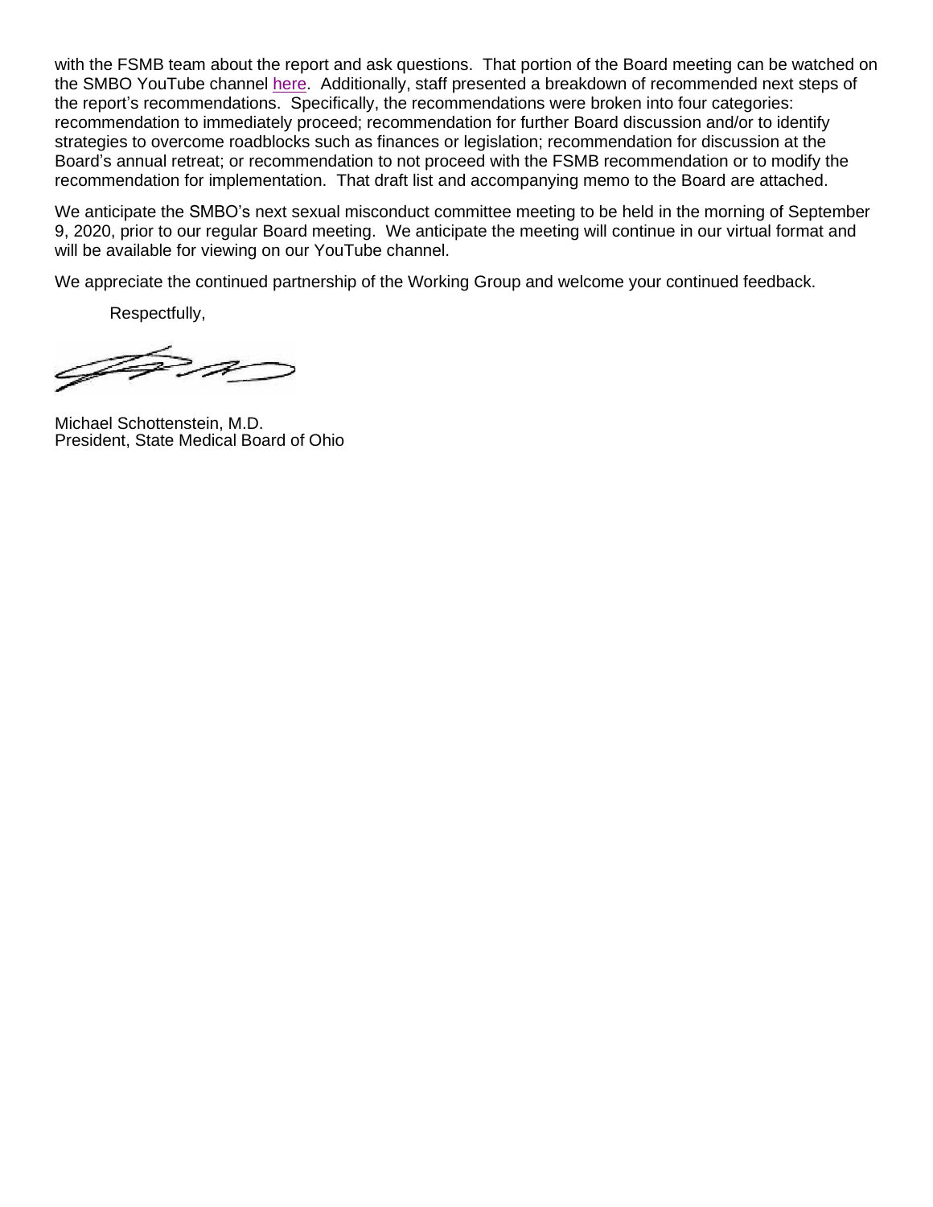with the FSMB team about the report and ask questions. That portion of the Board meeting can be watched on the SMBO YouTube channel here. Additionally, staff presented a breakdown of recommended next steps of the report's recommendations. Specifically, the recommendations were broken into four categories: recommendation to immediately proceed; recommendation for further Board discussion and/or to identify strategies to overcome roadblocks such as finances or legislation; recommendation for discussion at the Board's annual retreat; or recommendation to not proceed with the FSMB recommendation or to modify the recommendation for implementation. That draft list and accompanying memo to the Board are attached.

We anticipate the SMBO's next sexual misconduct committee meeting to be held in the morning of September 9, 2020, prior to our regular Board meeting. We anticipate the meeting will continue in our virtual format and will be available for viewing on our YouTube channel.

We appreciate the continued partnership of the Working Group and welcome your continued feedback.

Respectfully,

Michael Schottenstein, M.D.
President, State Medical Board of Ohio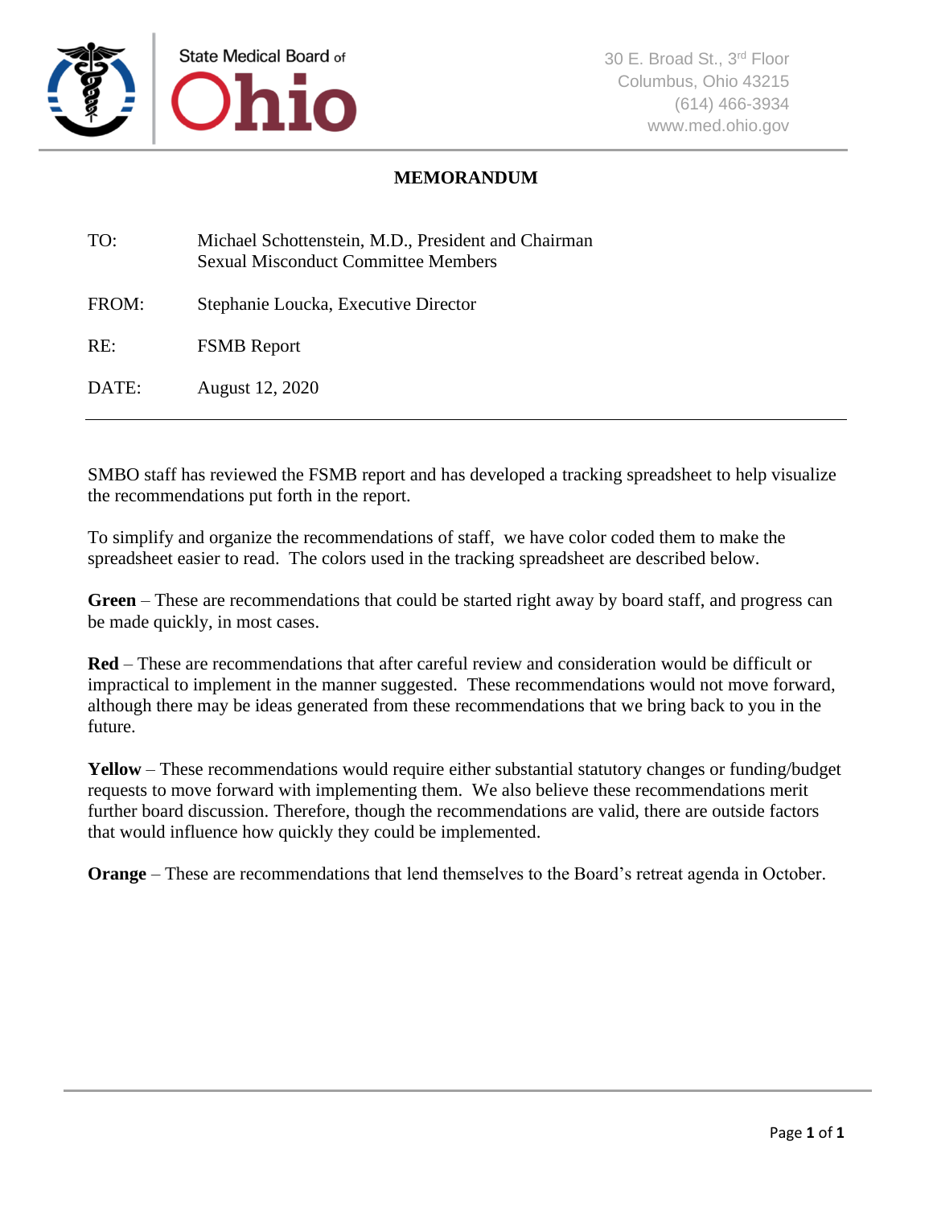State Medical Board of Ohio

30 E. Broad St., 3rd Floor
Columbus, Ohio 43215
(614) 466-3934
www.med.ohio.gov

# MEMORANDUM

| | |
|---|---|
| TO: | Michael Schottenstein, M.D., President and Chairman<br>Sexual Misconduct Committee Members |
| FROM: | Stephanie Loucka, Executive Director |
| RE: | FSMB Report |
| DATE: | August 12, 2020 |

SMBO staff has reviewed the FSMB report and has developed a tracking spreadsheet to help visualize the recommendations put forth in the report.

To simplify and organize the recommendations of staff, we have color coded them to make the spreadsheet easier to read. The colors used in the tracking spreadsheet are described below.

**Green** – These are recommendations that could be started right away by board staff, and progress can be made quickly, in most cases.

**Red** – These are recommendations that after careful review and consideration would be difficult or impractical to implement in the manner suggested. These recommendations would not move forward, although there may be ideas generated from these recommendations that we bring back to you in the future.

**Yellow** – These recommendations would require either substantial statutory changes or funding/budget requests to move forward with implementing them. We also believe these recommendations merit further board discussion. Therefore, though the recommendations are valid, there are outside factors that would influence how quickly they could be implemented.

**Orange** – These are recommendations that lend themselves to the Board's retreat agenda in October.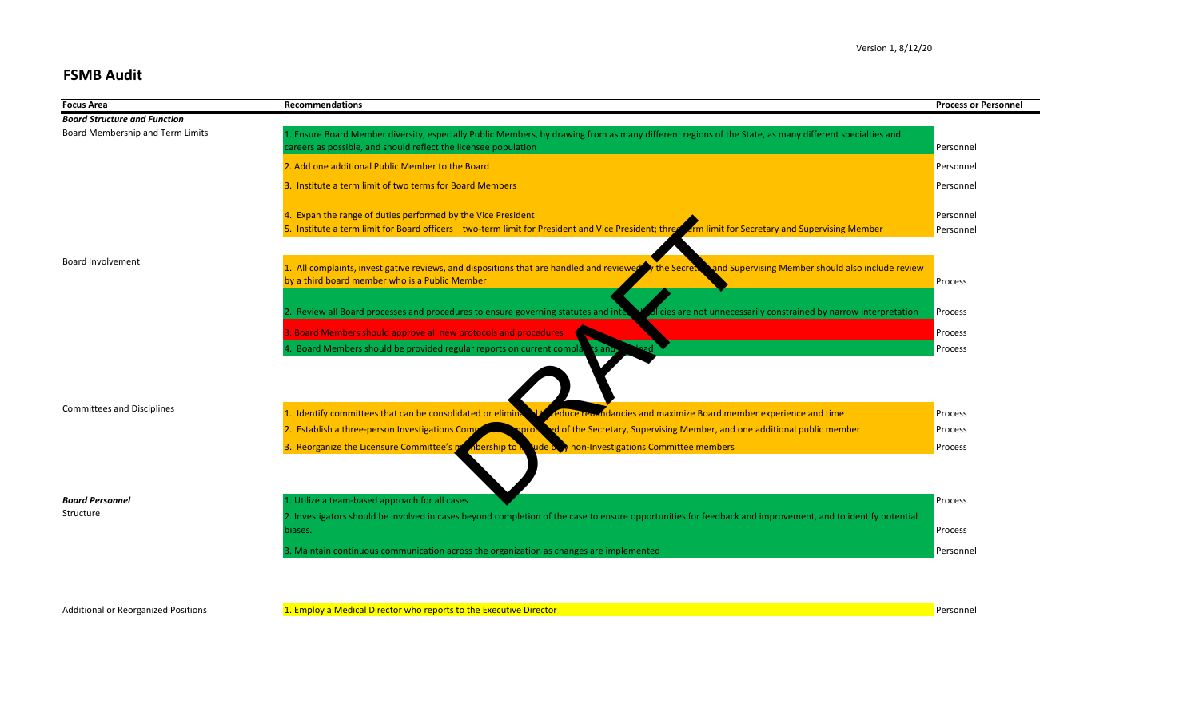Version 1, 8/12/20

# FSMB Audit

| Focus Area | Recommendations | Process or Personnel |
| --- | --- | --- |
| ***Board Structure and Function*** | | |
| Board Membership and Term Limits | 1. Ensure Board Member diversity, especially Public Members, by drawing from as many different regions of the State, as many different specialties and careers as possible, and should reflect the licensee population | Personnel |
| | 2. Add one additional Public Member to the Board | Personnel |
| | 3. Institute a term limit of two terms for Board Members | Personnel |
| | 4. Expan the range of duties performed by the Vice President | Personnel |
| | 5. Institute a term limit for Board officers – two-term limit for President and Vice President; three-term limit for Secretary and Supervising Member | Personnel |
| Board Involvement | 1. All complaints, investigative reviews, and dispositions that are handled and reviewed by the Secretary and Supervising Member should also include review by a third board member who is a Public Member | Process |
| | 2. Review all Board processes and procedures to ensure governing statutes and internal policies are not unnecessarily constrained by narrow interpretation | Process |
| | 3. Board Members should approve all new protocols and procedures | Process |
| | 4. Board Members should be provided regular reports on current complaints and caseload | Process |
| Committees and Disciplines | 1. Identify committees that can be consolidated or eliminated to reduce redundancies and maximize Board member experience and time | Process |
| | 2. Establish a three-person Investigations Committee comprised of the Secretary, Supervising Member, and one additional public member | Process |
| | 3. Reorganize the Licensure Committee's membership to include only non-Investigations Committee members | Process |
| ***Board Personnel*** | | |
| Structure | 1. Utilize a team-based approach for all cases | Process |
| | 2. Investigators should be involved in cases beyond completion of the case to ensure opportunities for feedback and improvement, and to identify potential biases. | Process |
| | 3. Maintain continuous communication across the organization as changes are implemented | Personnel |
| Additional or Reorganized Positions | 1. Employ a Medical Director who reports to the Executive Director | Personnel |

DRAFT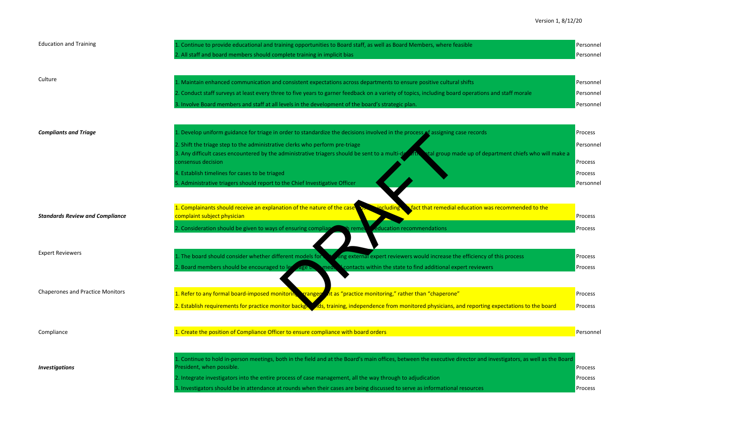| Category | Recommendation | Type |
| --- | --- | --- |
| Education and Training | 1. Continue to provide educational and training opportunities to Board staff, as well as Board Members, where feasible | Personnel |
| | 2. All staff and board members should complete training in implicit bias | Personnel |
| Culture | 1. Maintain enhanced communication and consistent expectations across departments to ensure positive cultural shifts | Personnel |
| | 2. Conduct staff surveys at least every three to five years to garner feedback on a variety of topics, including board operations and staff morale | Personnel |
| | 3. Involve Board members and staff at all levels in the development of the board's strategic plan. | Personnel |
| ***Compliants and Triage*** | 1. Develop uniform guidance for triage in order to standardize the decisions involved in the process of assigning case records | Process |
| | 2. Shift the triage step to the administrative clerks who perform pre-triage | Personnel |
| | 3. Any difficult cases encountered by the administrative triagers should be sent to a multi-departmental group made up of department chiefs who will make a consensus decision | Process |
| | 4. Establish timelines for cases to be triaged | Process |
| | 5. Administrative triagers should report to the Chief Investigative Officer | Personnel |
| ***Standards Review and Compliance*** | 1. Complainants should receive an explanation of the nature of the case closure, including the fact that remedial education was recommended to the complaint subject physician | Process |
| | 2. Consideration should be given to ways of ensuring compliance with remedial education recommendations | Process |
| Expert Reviewers | 1. The board should consider whether different models for utilizing external expert reviewers would increase the efficiency of this process | Process |
| | 2. Board members should be encouraged to leverage their medical contacts within the state to find additional expert reviewers | Process |
| Chaperones and Practice Monitors | 1. Refer to any formal board-imposed monitoring arrangement as "practice monitoring," rather than "chaperone" | Process |
| | 2. Establish requirements for practice monitor backgrounds, training, independence from monitored physicians, and reporting expectations to the board | Process |
| Compliance | 1. Create the position of Compliance Officer to ensure compliance with board orders | Personnel |
| ***Investigations*** | 1. Continue to hold in-person meetings, both in the field and at the Board's main offices, between the executive director and investigators, as well as the Board President, when possible. | Process |
| | 2. Integrate investigators into the entire process of case management, all the way through to adjudication | Process |
| | 3. Investigators should be in attendance at rounds when their cases are being discussed to serve as informational resources | Process |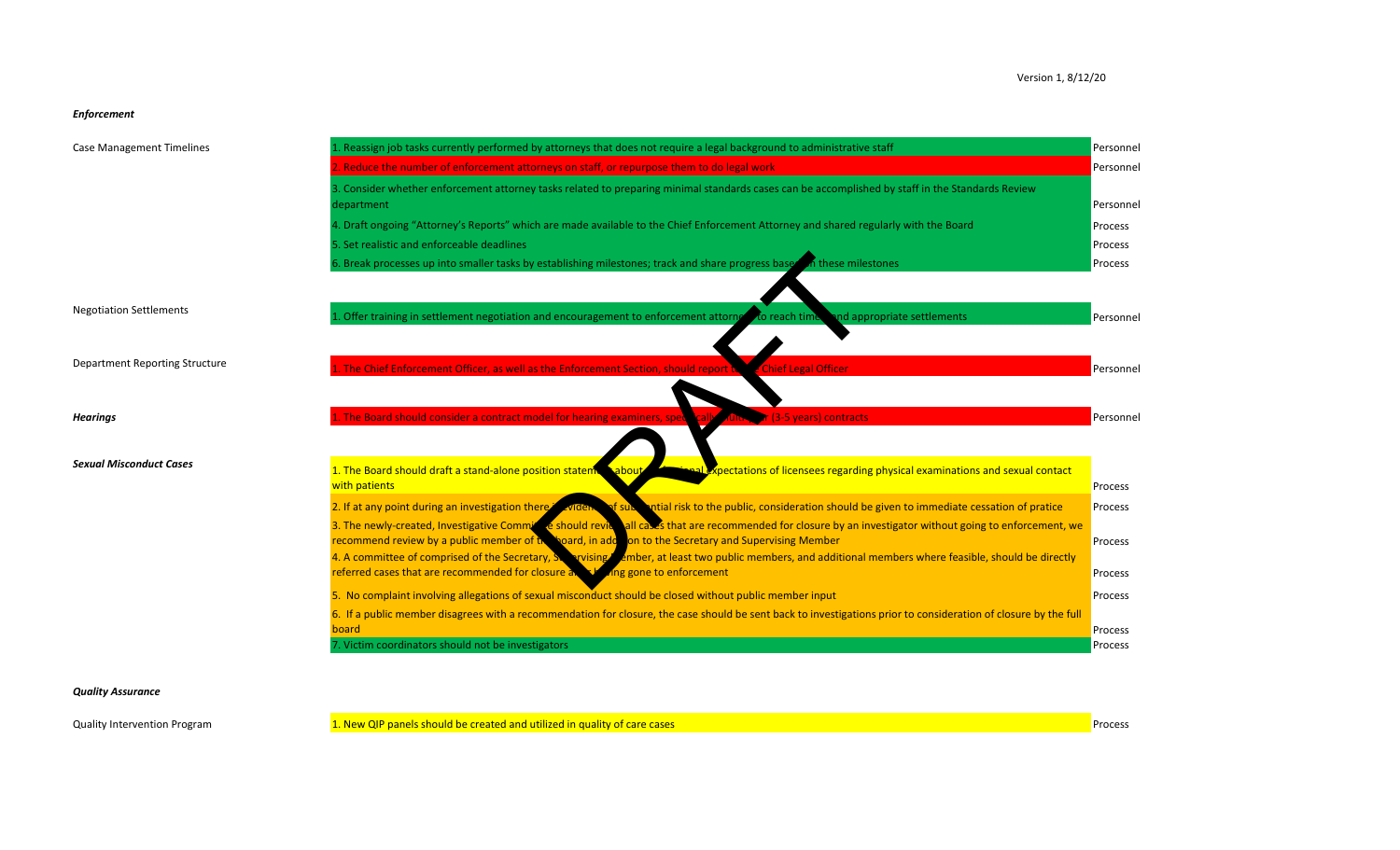Version 1, 8/12/20

| | | |
|---|---|---|
| ***Enforcement*** | | |
| Case Management Timelines | 1. Reassign job tasks currently performed by attorneys that does not require a legal background to administrative staff | Personnel |
| | 2. Reduce the number of enforcement attorneys on staff, or repurpose them to do legal work | Personnel |
| | 3. Consider whether enforcement attorney tasks related to preparing minimal standards cases can be accomplished by staff in the Standards Review department | Personnel |
| | 4. Draft ongoing "Attorney's Reports" which are made available to the Chief Enforcement Attorney and shared regularly with the Board | Process |
| | 5. Set realistic and enforceable deadlines | Process |
| | 6. Break processes up into smaller tasks by establishing milestones; track and share progress based on these milestones | Process |
| Negotiation Settlements | 1. Offer training in settlement negotiation and encouragement to enforcement attorneys to reach timely and appropriate settlements | Personnel |
| Department Reporting Structure | 1. The Chief Enforcement Officer, as well as the Enforcement Section, should report to the Chief Legal Officer | Personnel |
| ***Hearings*** | 1. The Board should consider a contract model for hearing examiners, specifically multi-year (3-5 years) contracts | Personnel |
| ***Sexual Misconduct Cases*** | 1. The Board should draft a stand-alone position statement about professional expectations of licensees regarding physical examinations and sexual contact with patients | Process |
| | 2. If at any point during an investigation there is evidence of substantial risk to the public, consideration should be given to immediate cessation of pratice | Process |
| | 3. The newly-created, Investigative Committee should review all cases that are recommended for closure by an investigator without going to enforcement, we recommend review by a public member of the Board, in addition to the Secretary and Supervising Member | Process |
| | 4. A committee of comprised of the Secretary, Supervising Member, at least two public members, and additional members where feasible, should be directly referred cases that are recommended for closure after having gone to enforcement | Process |
| | 5. No complaint involving allegations of sexual misconduct should be closed without public member input | Process |
| | 6. If a public member disagrees with a recommendation for closure, the case should be sent back to investigations prior to consideration of closure by the full board | Process |
| | 7. Victim coordinators should not be investigators | Process |
| ***Quality Assurance*** | | |
| Quality Intervention Program | 1. New QIP panels should be created and utilized in quality of care cases | Process |

DRAFT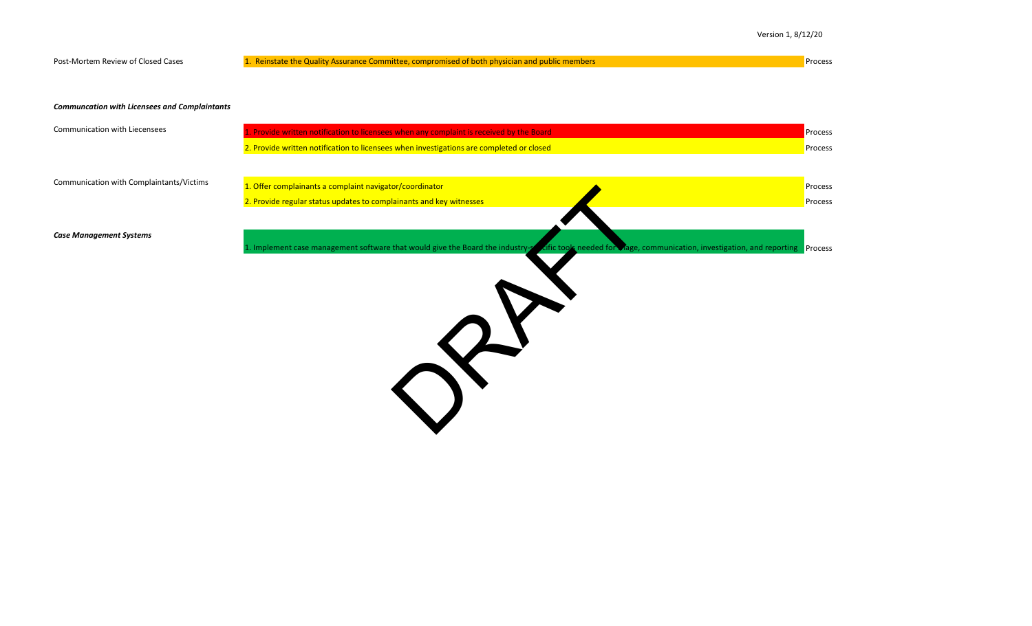Version 1, 8/12/20

| | | |
|---|---|---|
| Post-Mortem Review of Closed Cases | 1. Reinstate the Quality Assurance Committee, compromised of both physician and public members | Process |
| ***Communcation with Licensees and Complaintants*** | | |
| Communication with Liecensees | 1. Provide written notification to licensees when any complaint is received by the Board | Process |
| | 2. Provide written notification to licensees when investigations are completed or closed | Process |
| Communication with Complaintants/Victims | 1. Offer complainants a complaint navigator/coordinator | Process |
| | 2. Provide regular status updates to complainants and key witnesses | Process |
| ***Case Management Systems*** | 1. Implement case management software that would give the Board the industry-specific tools needed for triage, communication, investigation, and reporting | Process |

DRAFT